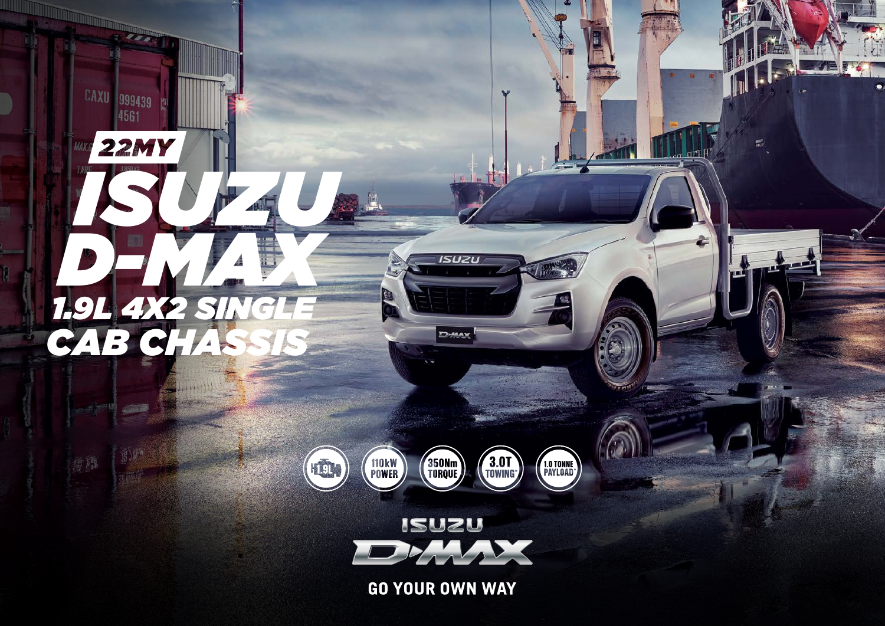# 22MY

# ISUZU D-MAX

## 1.9L 4X2 SINGLE CAB CHASSIS

1.9L

110kW POWER

350Nm TORQUE

3.0T TOWING*

1.0 TONNE PAYLOAD*

ISUZU D-MAX

GO YOUR OWN WAY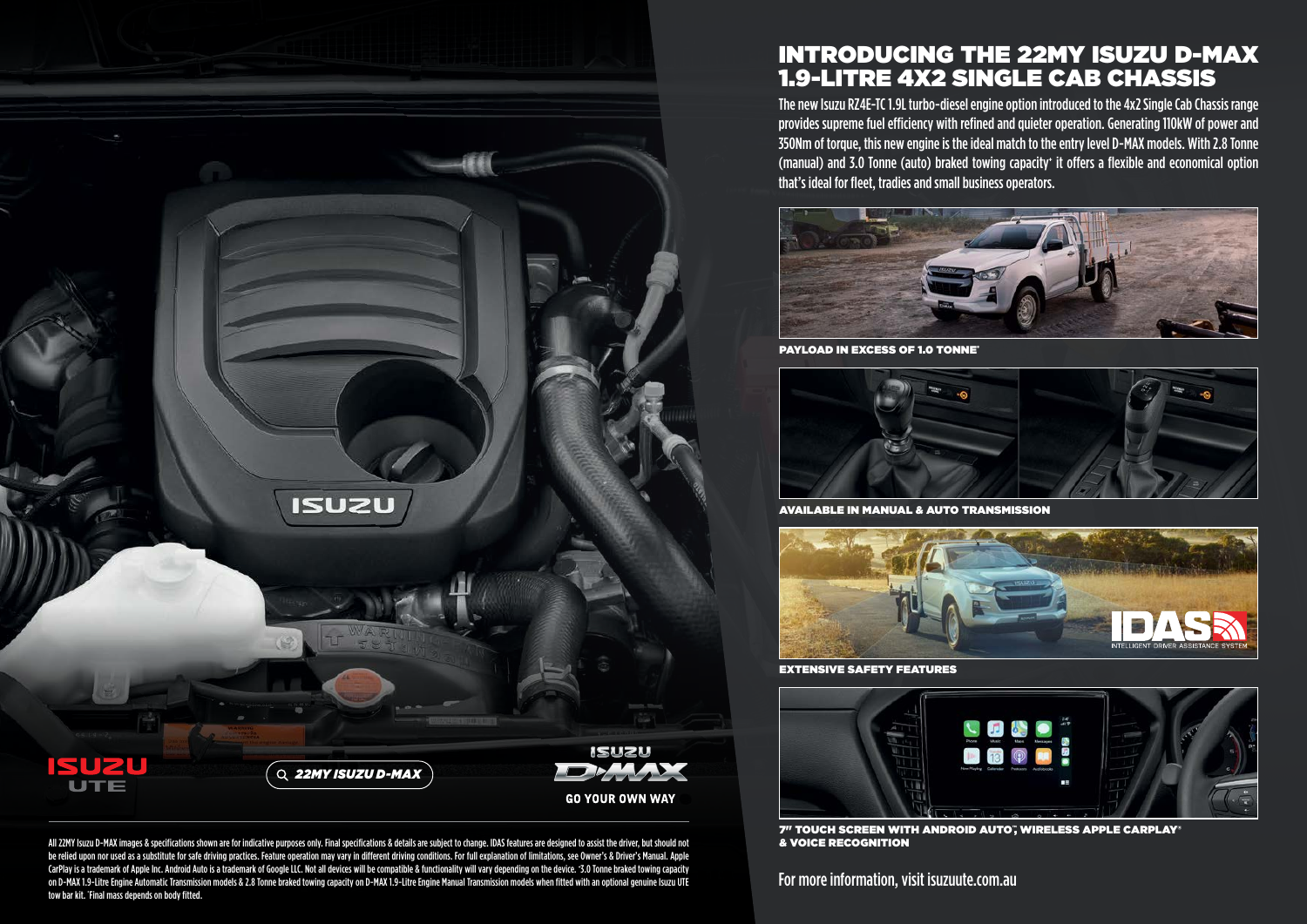# INTRODUCING THE 22MY ISUZU D-MAX 1.9-LITRE 4X2 SINGLE CAB CHASSIS

The new Isuzu RZ4E-TC 1.9L turbo-diesel engine option introduced to the 4x2 Single Cab Chassis range provides supreme fuel efficiency with refined and quieter operation. Generating 110kW of power and 350Nm of torque, this new engine is the ideal match to the entry level D-MAX models. With 2.8 Tonne (manual) and 3.0 Tonne (auto) braked towing capacity^ it offers a flexible and economical option that's ideal for fleet, tradies and small business operators.

PAYLOAD IN EXCESS OF 1.0 TONNE*

AVAILABLE IN MANUAL & AUTO TRANSMISSION

EXTENSIVE SAFETY FEATURES

7" TOUCH SCREEN WITH ANDROID AUTO™, WIRELESS APPLE CARPLAY® & VOICE RECOGNITION

For more information, visit isuzuute.com.au

ISUZU UTE

22MY ISUZU D-MAX

ISUZU D-MAX

GO YOUR OWN WAY

All 22MY Isuzu D-MAX images & specifications shown are for indicative purposes only. Final specifications & details are subject to change. IDAS features are designed to assist the driver, but should not be relied upon nor used as a substitute for safe driving practices. Feature operation may vary in different driving conditions. For full explanation of limitations, see Owner's & Driver's Manual. Apple CarPlay is a trademark of Apple Inc. Android Auto is a trademark of Google LLC. Not all devices will be compatible & functionality will vary depending on the device. ^3.0 Tonne braked towing capacity on D-MAX 1.9-Litre Engine Automatic Transmission models & 2.8 Tonne braked towing capacity on D-MAX 1.9-Litre Engine Manual Transmission models when fitted with an optional genuine Isuzu UTE tow bar kit. *Final mass depends on body fitted.